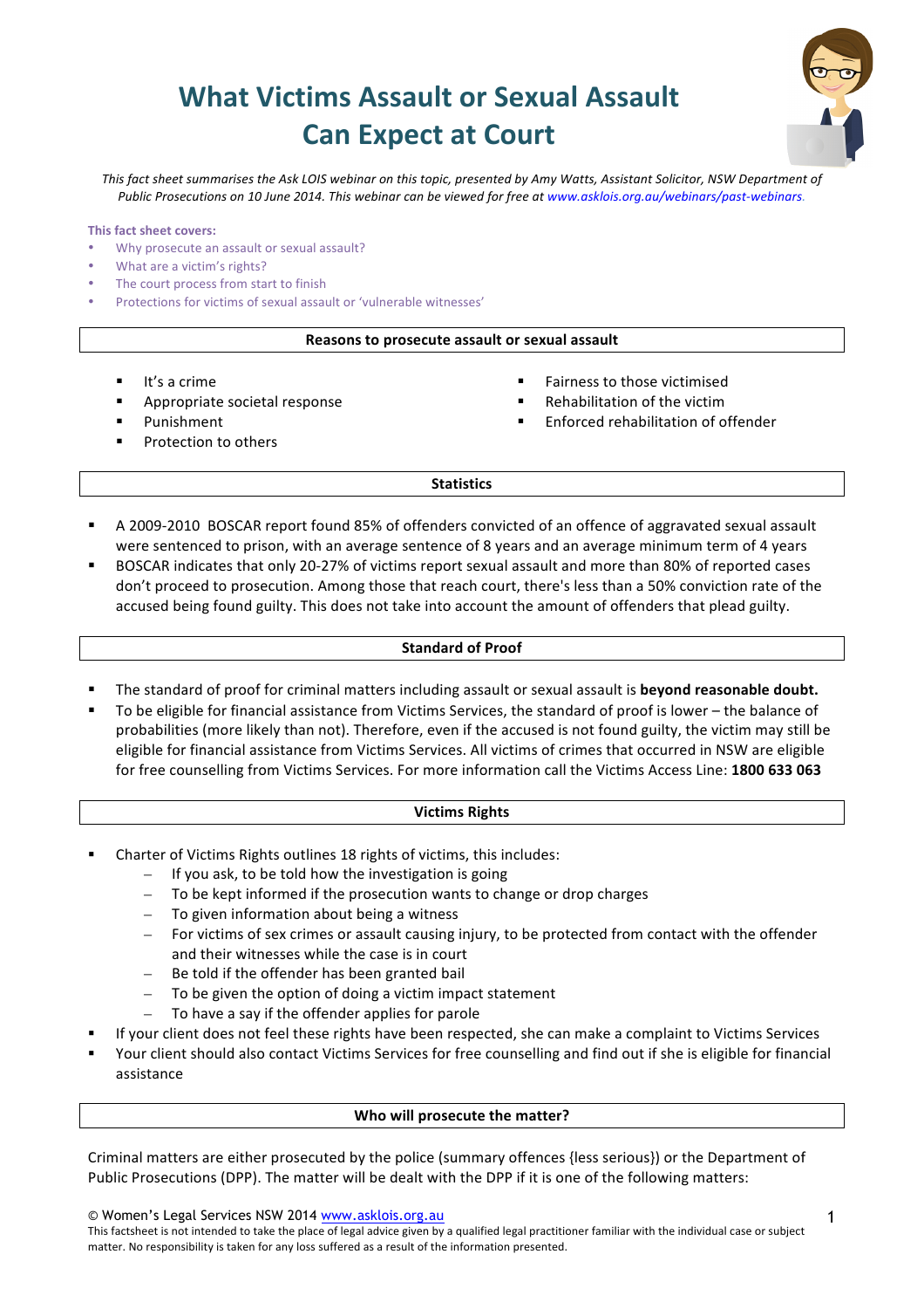# What Victims Assault or Sexual Assault Can Expect at Court

*This fact sheet summarises the Ask LOIS webinar on this topic, presented by Amy Watts, Assistant Solicitor, NSW Department of Public Prosecutions on 10 June 2014. This webinar can be viewed for free at www.asklois.org.au/webinars/past-webinars.*

**This fact sheet covers:**

- Why prosecute an assault or sexual assault?
- What are a victim's rights?
- The court process from start to finish
- Protections for victims of sexual assault or 'vulnerable witnesses'

## Reasons to prosecute assault or sexual assault

- It's a crime
- Appropriate societal response
- Punishment
- Protection to others
- Fairness to those victimised
- Rehabilitation of the victim
- Enforced rehabilitation of offender

## Statistics

- A 2009-2010 BOSCAR report found 85% of offenders convicted of an offence of aggravated sexual assault were sentenced to prison, with an average sentence of 8 years and an average minimum term of 4 years
- BOSCAR indicates that only 20-27% of victims report sexual assault and more than 80% of reported cases don't proceed to prosecution. Among those that reach court, there's less than a 50% conviction rate of the accused being found guilty. This does not take into account the amount of offenders that plead guilty.

## Standard of Proof

- The standard of proof for criminal matters including assault or sexual assault is **beyond reasonable doubt.**
- To be eligible for financial assistance from Victims Services, the standard of proof is lower – the balance of probabilities (more likely than not). Therefore, even if the accused is not found guilty, the victim may still be eligible for financial assistance from Victims Services. All victims of crimes that occurred in NSW are eligible for free counselling from Victims Services. For more information call the Victims Access Line: **1800 633 063**

## Victims Rights

- Charter of Victims Rights outlines 18 rights of victims, this includes:
  - If you ask, to be told how the investigation is going
  - To be kept informed if the prosecution wants to change or drop charges
  - To given information about being a witness
  - For victims of sex crimes or assault causing injury, to be protected from contact with the offender and their witnesses while the case is in court
  - Be told if the offender has been granted bail
  - To be given the option of doing a victim impact statement
  - To have a say if the offender applies for parole
- If your client does not feel these rights have been respected, she can make a complaint to Victims Services
- Your client should also contact Victims Services for free counselling and find out if she is eligible for financial assistance

## Who will prosecute the matter?

Criminal matters are either prosecuted by the police (summary offences {less serious}) or the Department of Public Prosecutions (DPP). The matter will be dealt with the DPP if it is one of the following matters: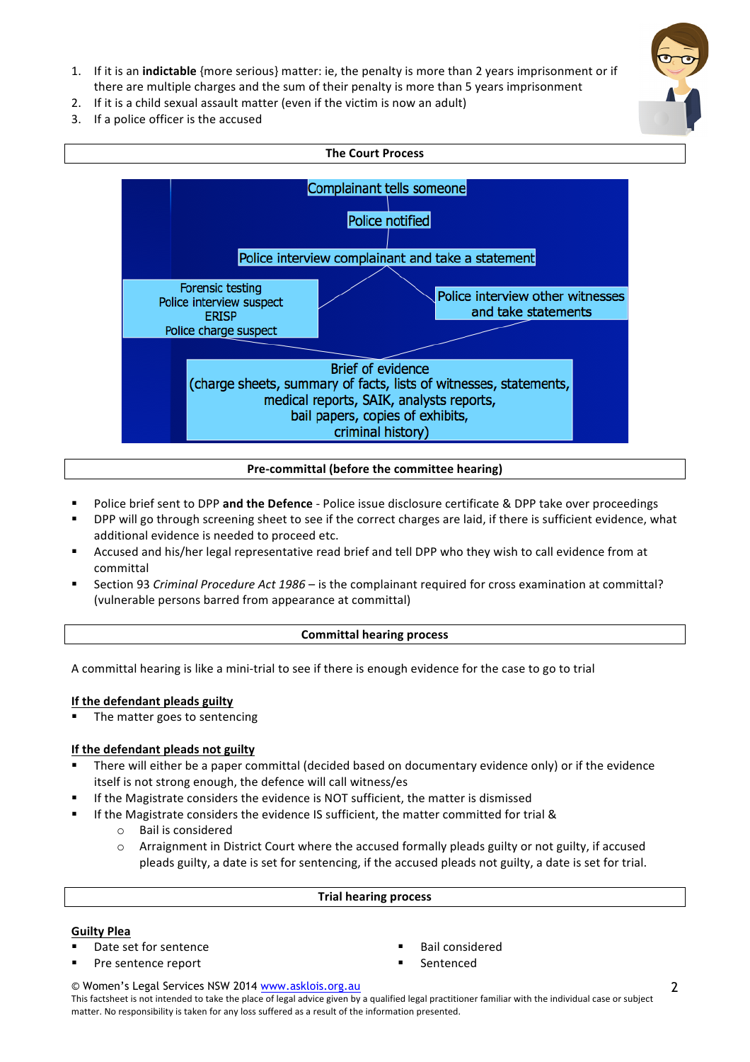1. If it is an **indictable** {more serious} matter: ie, the penalty is more than 2 years imprisonment or if there are multiple charges and the sum of their penalty is more than 5 years imprisonment
2. If it is a child sexual assault matter (even if the victim is now an adult)
3. If a police officer is the accused

## The Court Process

Complainant tells someone

Police notified

Police interview complainant and take a statement

Forensic testing
Police interview suspect
ERISP
Police charge suspect

Police interview other witnesses and take statements

Brief of evidence
(charge sheets, summary of facts, lists of witnesses, statements, medical reports, SAIK, analysts reports, bail papers, copies of exhibits, criminal history)

## Pre-committal (before the committee hearing)

- Police brief sent to DPP **and the Defence** - Police issue disclosure certificate & DPP take over proceedings
- DPP will go through screening sheet to see if the correct charges are laid, if there is sufficient evidence, what additional evidence is needed to proceed etc.
- Accused and his/her legal representative read brief and tell DPP who they wish to call evidence from at committal
- Section 93 *Criminal Procedure Act 1986* – is the complainant required for cross examination at committal? (vulnerable persons barred from appearance at committal)

## Committal hearing process

A committal hearing is like a mini-trial to see if there is enough evidence for the case to go to trial

**<u>If the defendant pleads guilty</u>**

- The matter goes to sentencing

**<u>If the defendant pleads not guilty</u>**

- There will either be a paper committal (decided based on documentary evidence only) or if the evidence itself is not strong enough, the defence will call witness/es
- If the Magistrate considers the evidence is NOT sufficient, the matter is dismissed
- If the Magistrate considers the evidence IS sufficient, the matter committed for trial &
  - Bail is considered
  - Arraignment in District Court where the accused formally pleads guilty or not guilty, if accused pleads guilty, a date is set for sentencing, if the accused pleads not guilty, a date is set for trial.

## Trial hearing process

**<u>Guilty Plea</u>**

- Date set for sentence
- Pre sentence report
- Bail considered
- Sentenced

© Women's Legal Services NSW 2014 www.asklois.org.au
This factsheet is not intended to take the place of legal advice given by a qualified legal practitioner familiar with the individual case or subject matter. No responsibility is taken for any loss suffered as a result of the information presented.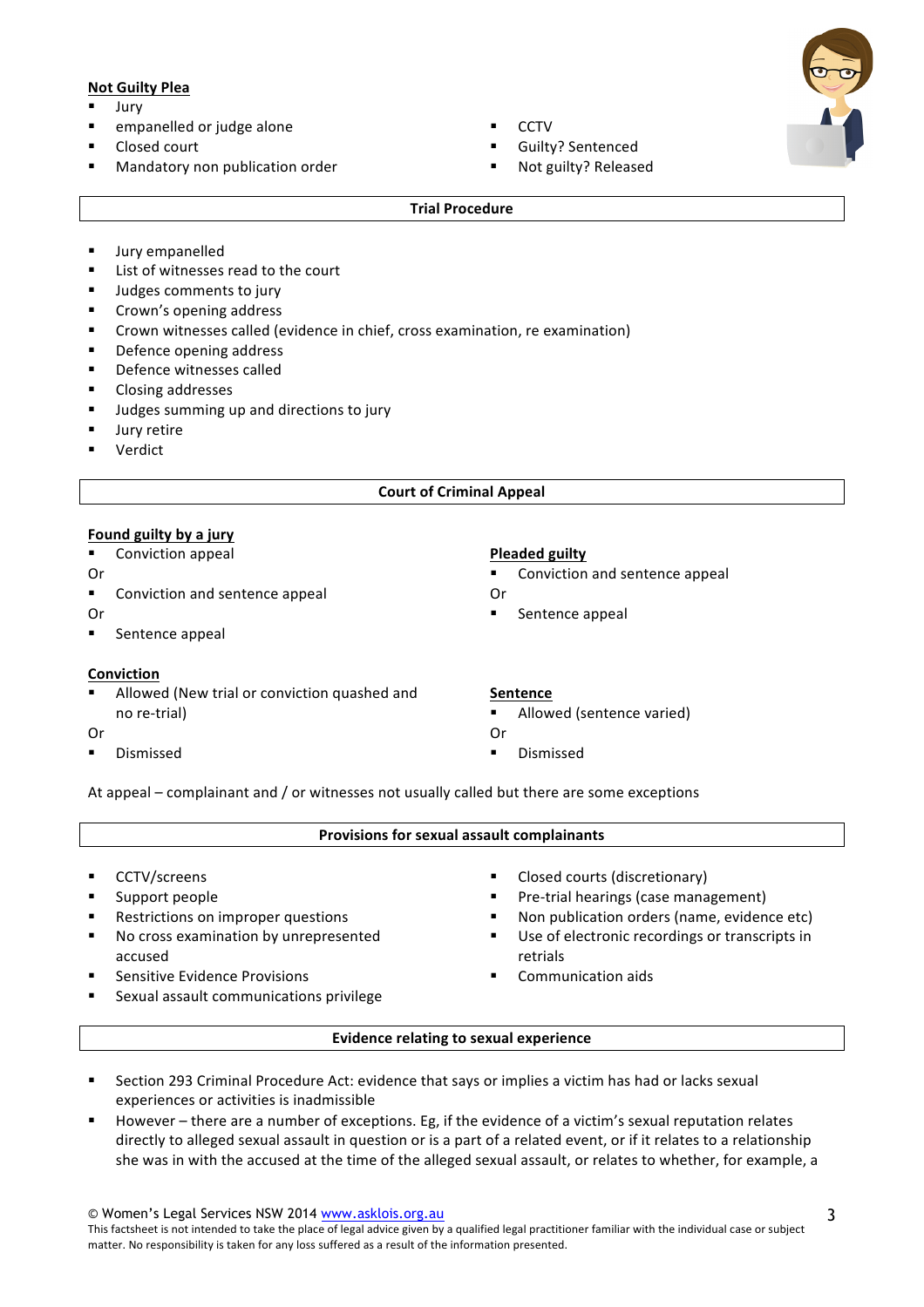**Not Guilty Plea**

- Jury
- empanelled or judge alone
- Closed court
- Mandatory non publication order
- CCTV
- Guilty? Sentenced
- Not guilty? Released

## Trial Procedure

- Jury empanelled
- List of witnesses read to the court
- Judges comments to jury
- Crown's opening address
- Crown witnesses called (evidence in chief, cross examination, re examination)
- Defence opening address
- Defence witnesses called
- Closing addresses
- Judges summing up and directions to jury
- Jury retire
- Verdict

## Court of Criminal Appeal

**Found guilty by a jury**

- Conviction appeal

Or

- Conviction and sentence appeal

Or

- Sentence appeal

**Pleaded guilty**

- Conviction and sentence appeal

Or

- Sentence appeal

**Conviction**

- Allowed (New trial or conviction quashed and no re-trial)

Or

- Dismissed

**Sentence**

- Allowed (sentence varied)

Or

- Dismissed

At appeal – complainant and / or witnesses not usually called but there are some exceptions

## Provisions for sexual assault complainants

- CCTV/screens
- Support people
- Restrictions on improper questions
- No cross examination by unrepresented accused
- Sensitive Evidence Provisions
- Sexual assault communications privilege
- Closed courts (discretionary)
- Pre-trial hearings (case management)
- Non publication orders (name, evidence etc)
- Use of electronic recordings or transcripts in retrials
- Communication aids

## Evidence relating to sexual experience

- Section 293 Criminal Procedure Act: evidence that says or implies a victim has had or lacks sexual experiences or activities is inadmissible
- However – there are a number of exceptions. Eg, if the evidence of a victim's sexual reputation relates directly to alleged sexual assault in question or is a part of a related event, or if it relates to a relationship she was in with the accused at the time of the alleged sexual assault, or relates to whether, for example, a

© Women's Legal Services NSW 2014 www.asklois.org.au

This factsheet is not intended to take the place of legal advice given by a qualified legal practitioner familiar with the individual case or subject matter. No responsibility is taken for any loss suffered as a result of the information presented.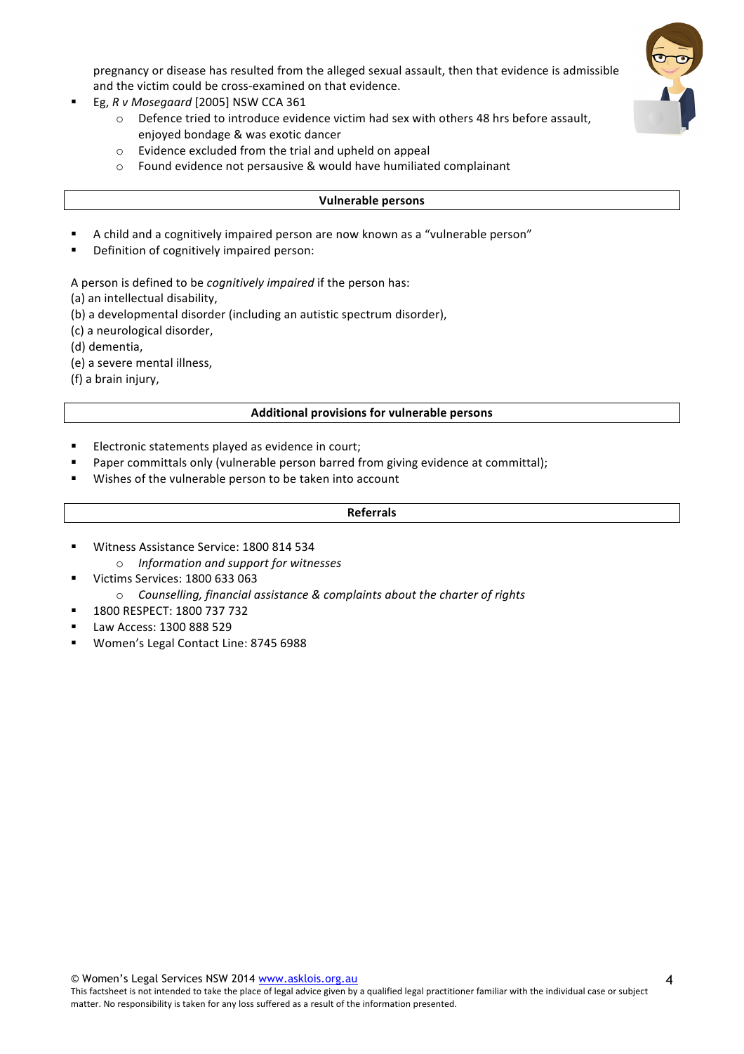pregnancy or disease has resulted from the alleged sexual assault, then that evidence is admissible and the victim could be cross-examined on that evidence.

- Eg, *R v Mosegaard* [2005] NSW CCA 361
  - Defence tried to introduce evidence victim had sex with others 48 hrs before assault, enjoyed bondage & was exotic dancer
  - Evidence excluded from the trial and upheld on appeal
  - Found evidence not persuasive & would have humiliated complainant

## Vulnerable persons

- A child and a cognitively impaired person are now known as a "vulnerable person"
- Definition of cognitively impaired person:

A person is defined to be *cognitively impaired* if the person has:
(a) an intellectual disability,
(b) a developmental disorder (including an autistic spectrum disorder),
(c) a neurological disorder,
(d) dementia,
(e) a severe mental illness,
(f) a brain injury,

## Additional provisions for vulnerable persons

- Electronic statements played as evidence in court;
- Paper committals only (vulnerable person barred from giving evidence at committal);
- Wishes of the vulnerable person to be taken into account

## Referrals

- Witness Assistance Service: 1800 814 534
  - *Information and support for witnesses*
- Victims Services: 1800 633 063
  - *Counselling, financial assistance & complaints about the charter of rights*
- 1800 RESPECT: 1800 737 732
- Law Access: 1300 888 529
- Women's Legal Contact Line: 8745 6988

© Women's Legal Services NSW 2014 www.asklois.org.au
This factsheet is not intended to take the place of legal advice given by a qualified legal practitioner familiar with the individual case or subject matter. No responsibility is taken for any loss suffered as a result of the information presented.